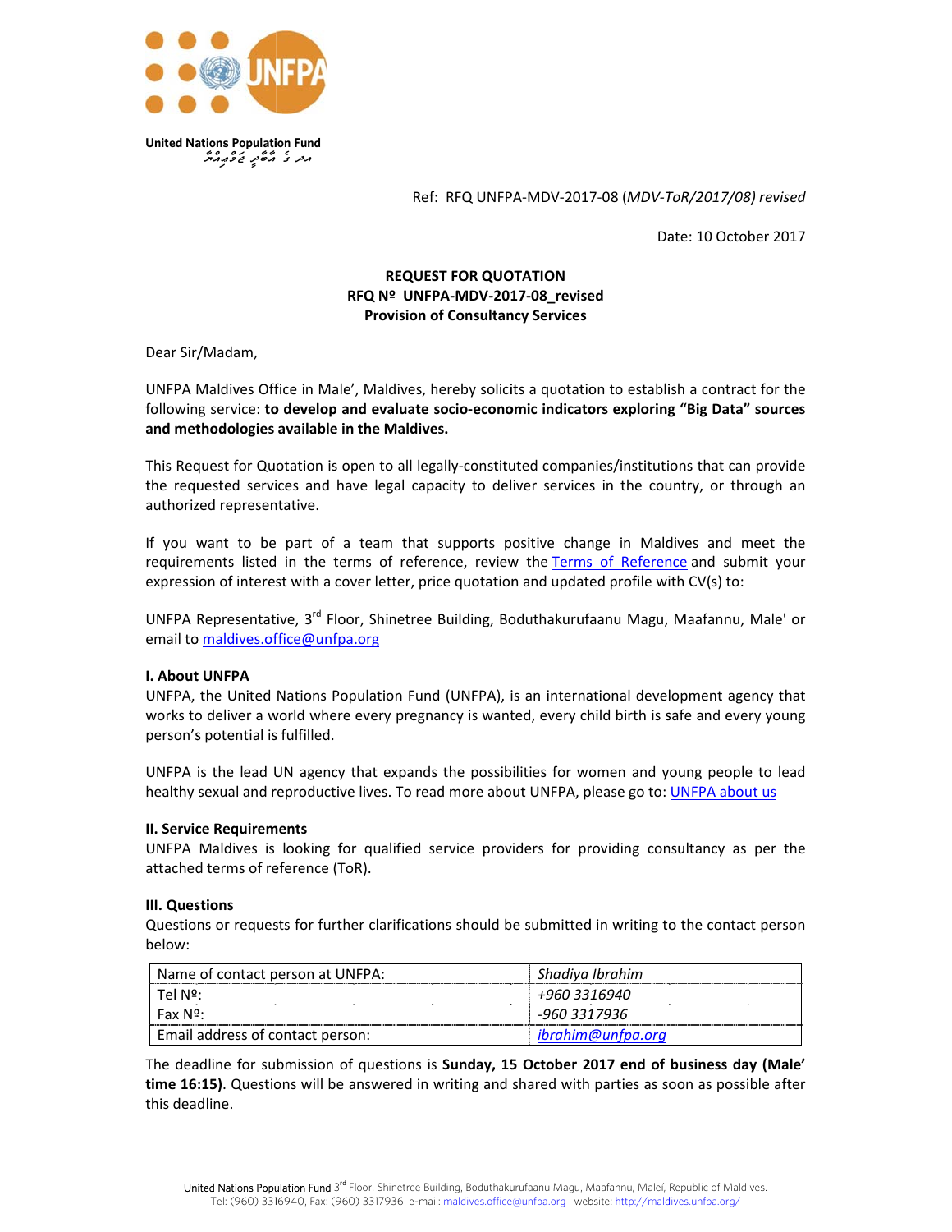United Nations Population Fund

Ref: RFQ UNFPA-MDV-2017-08 (*MDV-ToR/2017/08) revised*

Date: 10 October 2017

**REQUEST FOR QUOTATION**
**RFQ Nº UNFPA-MDV-2017-08_revised**
**Provision of Consultancy Services**

Dear Sir/Madam,

UNFPA Maldives Office in Male', Maldives, hereby solicits a quotation to establish a contract for the following service: **to develop and evaluate socio-economic indicators exploring "Big Data" sources and methodologies available in the Maldives.**

This Request for Quotation is open to all legally-constituted companies/institutions that can provide the requested services and have legal capacity to deliver services in the country, or through an authorized representative.

If you want to be part of a team that supports positive change in Maldives and meet the requirements listed in the terms of reference, review the Terms of Reference and submit your expression of interest with a cover letter, price quotation and updated profile with CV(s) to:

UNFPA Representative, 3rd Floor, Shinetree Building, Boduthakurufaanu Magu, Maafannu, Male' or email to maldives.office@unfpa.org

**I. About UNFPA**

UNFPA, the United Nations Population Fund (UNFPA), is an international development agency that works to deliver a world where every pregnancy is wanted, every child birth is safe and every young person's potential is fulfilled.

UNFPA is the lead UN agency that expands the possibilities for women and young people to lead healthy sexual and reproductive lives. To read more about UNFPA, please go to: UNFPA about us

**II. Service Requirements**

UNFPA Maldives is looking for qualified service providers for providing consultancy as per the attached terms of reference (ToR).

**III. Questions**

Questions or requests for further clarifications should be submitted in writing to the contact person below:

| | |
|---|---|
| Name of contact person at UNFPA: | *Shadiya Ibrahim* |
| Tel Nº: | *+960 3316940* |
| Fax Nº: | *-960 3317936* |
| Email address of contact person: | *ibrahim@unfpa.org* |

The deadline for submission of questions is **Sunday, 15 October 2017 end of business day (Male' time 16:15)**. Questions will be answered in writing and shared with parties as soon as possible after this deadline.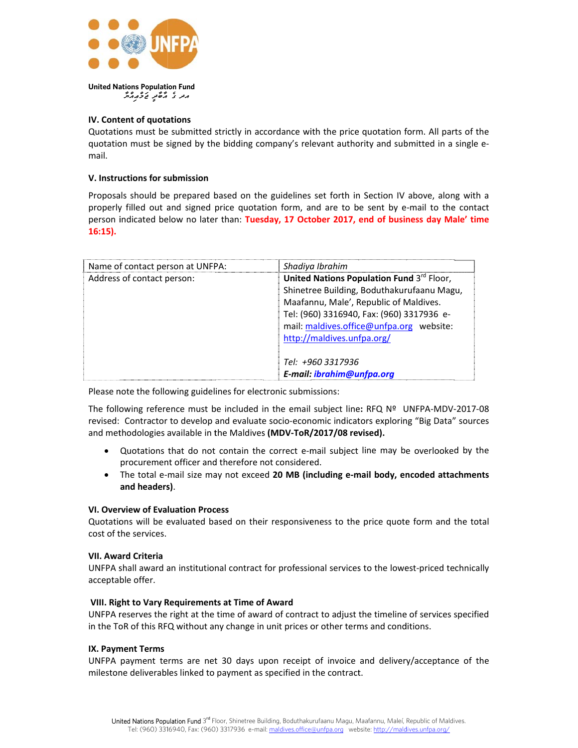United Nations Population Fund

ދުނިޔޭގެ އާބާދީ ފަންޑު

### IV. Content of quotations

Quotations must be submitted strictly in accordance with the price quotation form. All parts of the quotation must be signed by the bidding company's relevant authority and submitted in a single e-mail.

### V. Instructions for submission

Proposals should be prepared based on the guidelines set forth in Section IV above, along with a properly filled out and signed price quotation form, and are to be sent by e-mail to the contact person indicated below no later than: **Tuesday, 17 October 2017, end of business day Male' time 16:15).**

| Name of contact person at UNFPA: | *Shadiya Ibrahim* |
|---|---|
| Address of contact person: | **United Nations Population Fund** 3rd Floor, Shinetree Building, Boduthakurufaanu Magu, Maafannu, Male', Republic of Maldives. Tel: (960) 3316940, Fax: (960) 3317936 e-mail: maldives.office@unfpa.org website: http://maldives.unfpa.org/ <br><br> *Tel: +960 3317936* <br> ***E-mail: ibrahim@unfpa.org*** |

Please note the following guidelines for electronic submissions:

The following reference must be included in the email subject line**:** RFQ Nº UNFPA-MDV-2017-08 revised: Contractor to develop and evaluate socio-economic indicators exploring "Big Data" sources and methodologies available in the Maldives **(MDV-ToR/2017/08 revised).**

- Quotations that do not contain the correct e-mail subject line may be overlooked by the procurement officer and therefore not considered.
- The total e-mail size may not exceed **20 MB (including e-mail body, encoded attachments and headers)**.

### VI. Overview of Evaluation Process

Quotations will be evaluated based on their responsiveness to the price quote form and the total cost of the services.

### VII. Award Criteria

UNFPA shall award an institutional contract for professional services to the lowest-priced technically acceptable offer.

### VIII. Right to Vary Requirements at Time of Award

UNFPA reserves the right at the time of award of contract to adjust the timeline of services specified in the ToR of this RFQ without any change in unit prices or other terms and conditions.

### IX. Payment Terms

UNFPA payment terms are net 30 days upon receipt of invoice and delivery/acceptance of the milestone deliverables linked to payment as specified in the contract.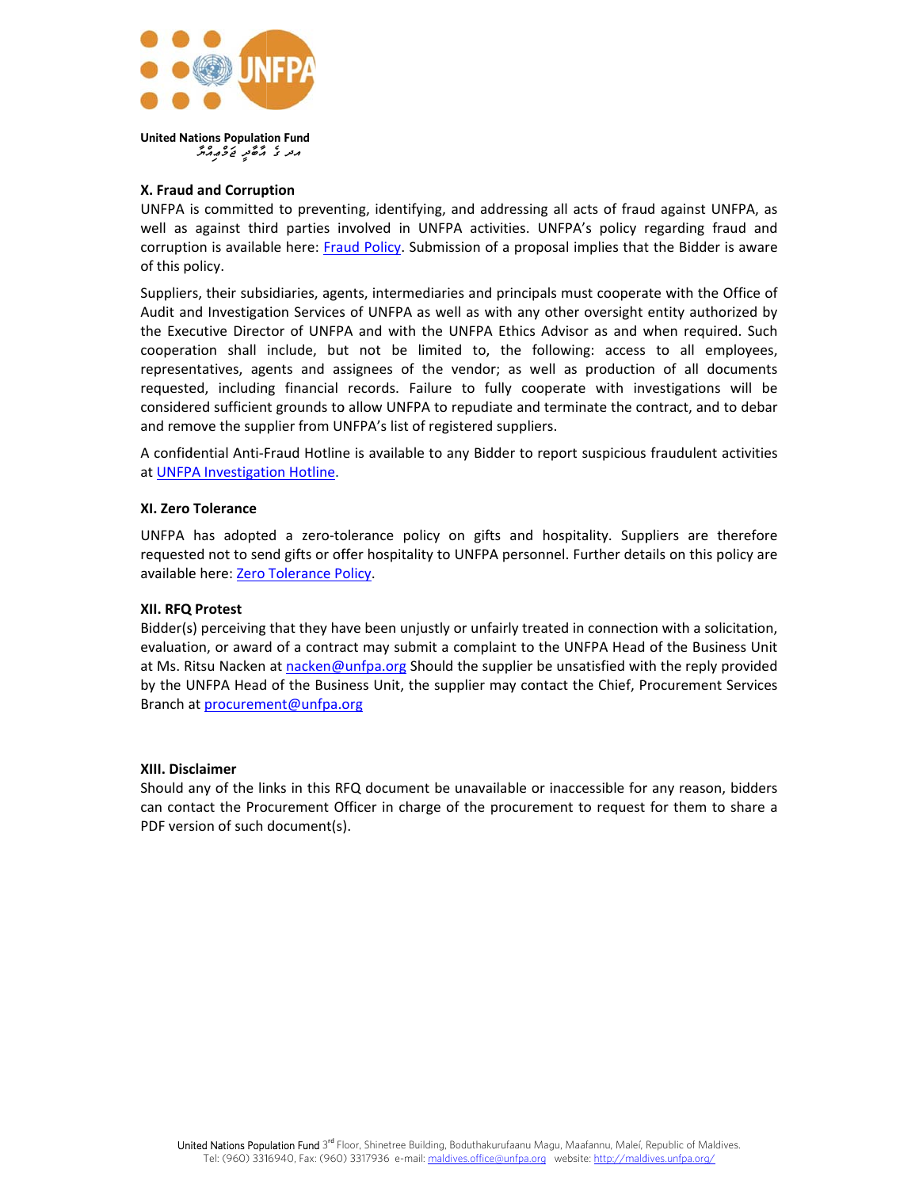United Nations Population Fund

### X. Fraud and Corruption

UNFPA is committed to preventing, identifying, and addressing all acts of fraud against UNFPA, as well as against third parties involved in UNFPA activities. UNFPA's policy regarding fraud and corruption is available here: [Fraud Policy](). Submission of a proposal implies that the Bidder is aware of this policy.

Suppliers, their subsidiaries, agents, intermediaries and principals must cooperate with the Office of Audit and Investigation Services of UNFPA as well as with any other oversight entity authorized by the Executive Director of UNFPA and with the UNFPA Ethics Advisor as and when required. Such cooperation shall include, but not be limited to, the following: access to all employees, representatives, agents and assignees of the vendor; as well as production of all documents requested, including financial records. Failure to fully cooperate with investigations will be considered sufficient grounds to allow UNFPA to repudiate and terminate the contract, and to debar and remove the supplier from UNFPA's list of registered suppliers.

A confidential Anti-Fraud Hotline is available to any Bidder to report suspicious fraudulent activities at [UNFPA Investigation Hotline]().

### XI. Zero Tolerance

UNFPA has adopted a zero-tolerance policy on gifts and hospitality. Suppliers are therefore requested not to send gifts or offer hospitality to UNFPA personnel. Further details on this policy are available here: [Zero Tolerance Policy]().

### XII. RFQ Protest

Bidder(s) perceiving that they have been unjustly or unfairly treated in connection with a solicitation, evaluation, or award of a contract may submit a complaint to the UNFPA Head of the Business Unit at Ms. Ritsu Nacken at nacken@unfpa.org Should the supplier be unsatisfied with the reply provided by the UNFPA Head of the Business Unit, the supplier may contact the Chief, Procurement Services Branch at procurement@unfpa.org

### XIII. Disclaimer

Should any of the links in this RFQ document be unavailable or inaccessible for any reason, bidders can contact the Procurement Officer in charge of the procurement to request for them to share a PDF version of such document(s).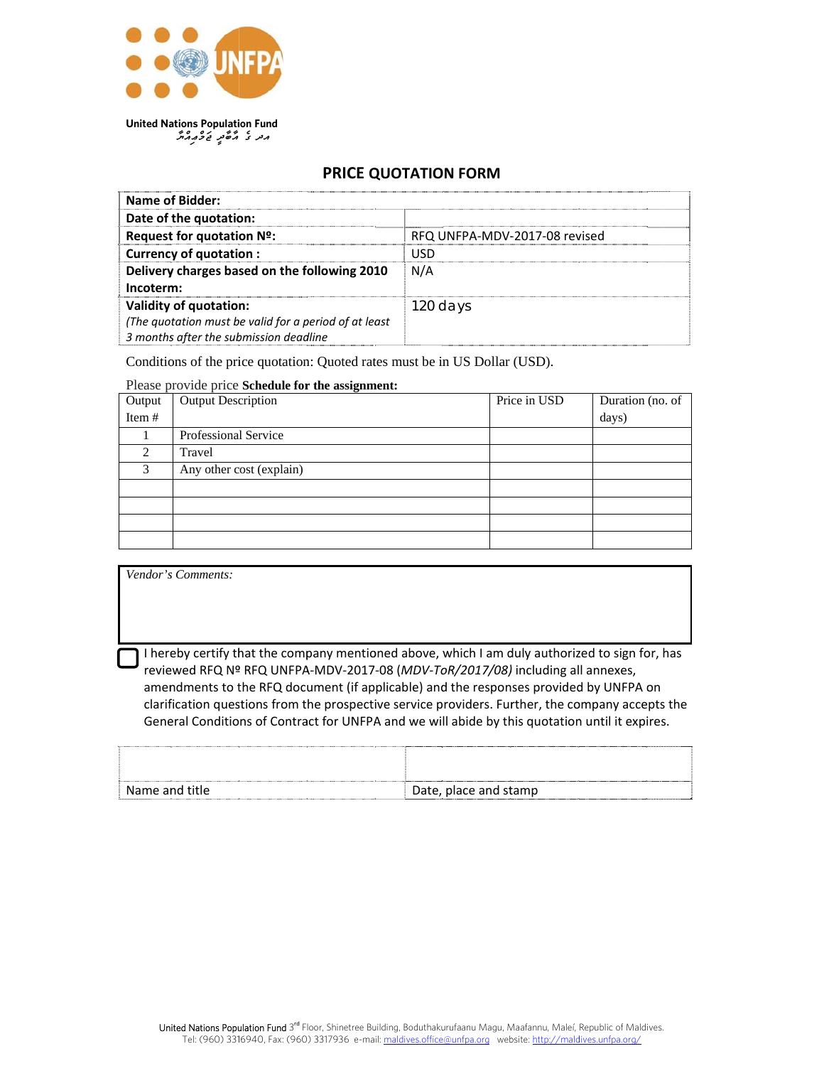United Nations Population Fund

ދިވެހި ރާއްޖޭގެ ޔޫއެންއެފްޕީއޭ

## PRICE QUOTATION FORM

| | |
|---|---|
| **Name of Bidder:** | |
| **Date of the quotation:** | |
| **Request for quotation Nº:** | RFQ UNFPA-MDV-2017-08 revised |
| **Currency of quotation :** | USD |
| **Delivery charges based on the following 2010 Incoterm:** | N/A |
| **Validity of quotation:** *(The quotation must be valid for a period of at least 3 months after the submission deadline* | 120 days |

Conditions of the price quotation: Quoted rates must be in US Dollar (USD).

Please provide price **Schedule for the assignment:**

| Output Item # | Output Description | Price in USD | Duration (no. of days) |
|---|---|---|---|
| 1 | Professional Service | | |
| 2 | Travel | | |
| 3 | Any other cost (explain) | | |
| | | | |
| | | | |
| | | | |
| | | | |

*Vendor's Comments:*

☐ I hereby certify that the company mentioned above, which I am duly authorized to sign for, has reviewed RFQ Nº RFQ UNFPA-MDV-2017-08 (*MDV-ToR/2017/08)* including all annexes, amendments to the RFQ document (if applicable) and the responses provided by UNFPA on clarification questions from the prospective service providers. Further, the company accepts the General Conditions of Contract for UNFPA and we will abide by this quotation until it expires.

| | |
|---|---|
| | |
| Name and title | Date, place and stamp |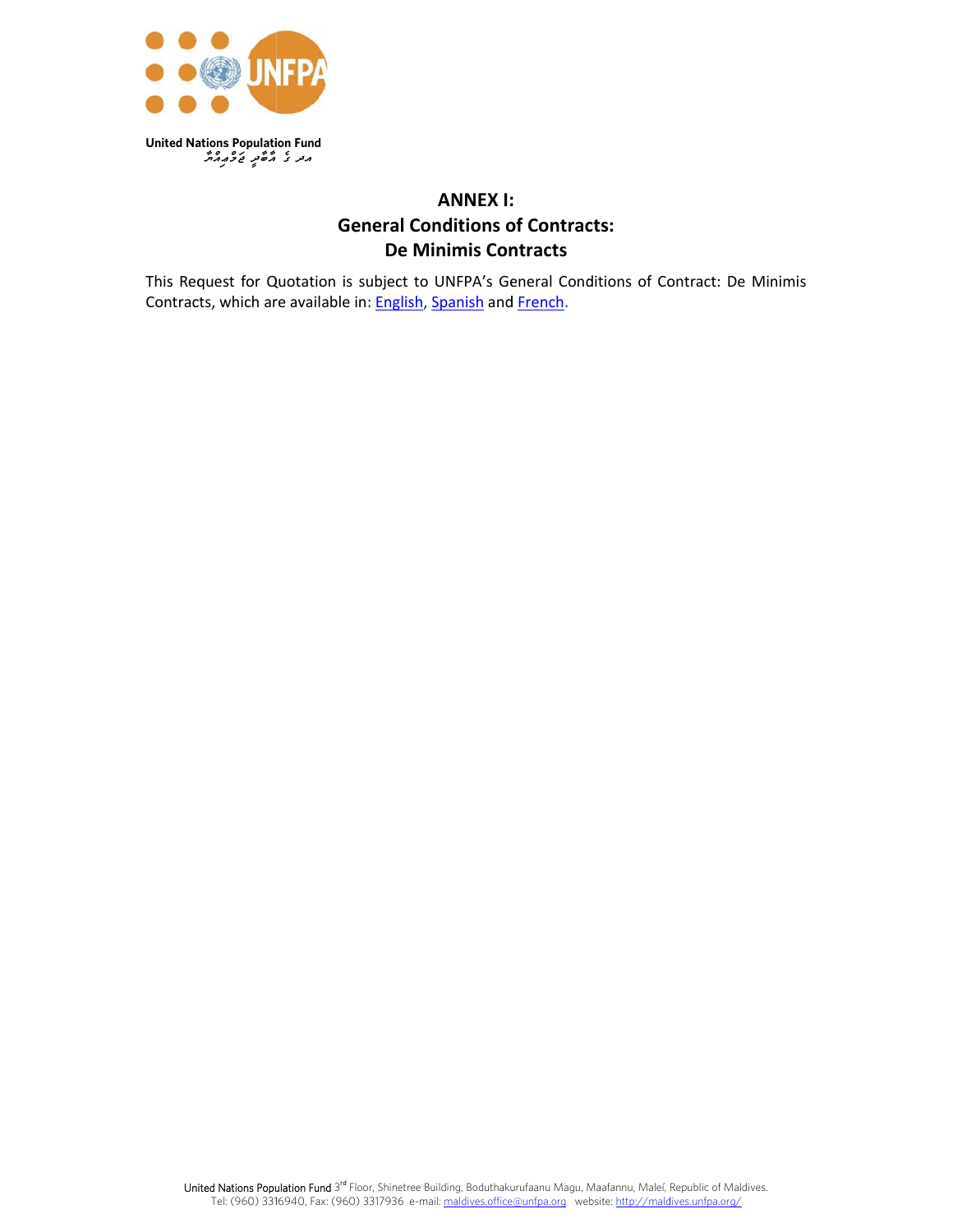United Nations Population Fund

# ANNEX I:
# General Conditions of Contracts:
# De Minimis Contracts

This Request for Quotation is subject to UNFPA's General Conditions of Contract: De Minimis Contracts, which are available in: English, Spanish and French.

United Nations Population Fund 3rd Floor, Shinetree Building, Boduthakurufaanu Magu, Maafannu, Maleí, Republic of Maldives.
Tel: (960) 3316940, Fax: (960) 3317936 e-mail: maldives.office@unfpa.org website: http://maldives.unfpa.org/